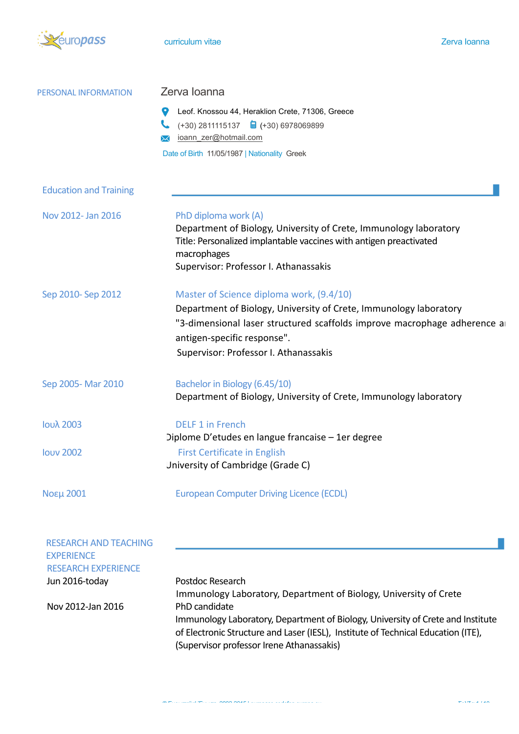europass curriculum vitae

## PERSONAL INFORMATION

**Zerva Ioanna**

Leof. Knossou 44, Heraklion Crete, 71306, Greece

(+30) 2811115137 (+30) 6978069899

ioann_zer@hotmail.com

Date of Birth 11/05/1987 | Nationality Greek

## Education and Training

**Nov 2012- Jan 2016**

PhD diploma work (A)
Department of Biology, University of Crete, Immunology laboratory
Title: Personalized implantable vaccines with antigen preactivated macrophages
Supervisor: Professor I. Athanassakis

**Sep 2010- Sep 2012**

Master of Science diploma work, (9.4/10)
Department of Biology, University of Crete, Immunology laboratory
"3-dimensional laser structured scaffolds improve macrophage adherence ar antigen-specific response".
Supervisor: Professor I. Athanassakis

**Sep 2005- Mar 2010**

Bachelor in Biology (6.45/10)
Department of Biology, University of Crete, Immunology laboratory

**Ιουλ 2003**

DELF 1 in French
Diplome D'etudes en langue francaise – 1er degree

**Ιουν 2002**

First Certificate in English
University of Cambridge (Grade C)

**Νοεμ 2001**

European Computer Driving Licence (ECDL)

## RESEARCH AND TEACHING EXPERIENCE

### RESEARCH EXPERIENCE

**Jun 2016-today**

Postdoc Research
Immunology Laboratory, Department of Biology, University of Crete

**Nov 2012-Jan 2016**

PhD candidate
Immunology Laboratory, Department of Biology, University of Crete and Institute of Electronic Structure and Laser (IESL), Institute of Technical Education (ITE), (Supervisor professor Irene Athanassakis)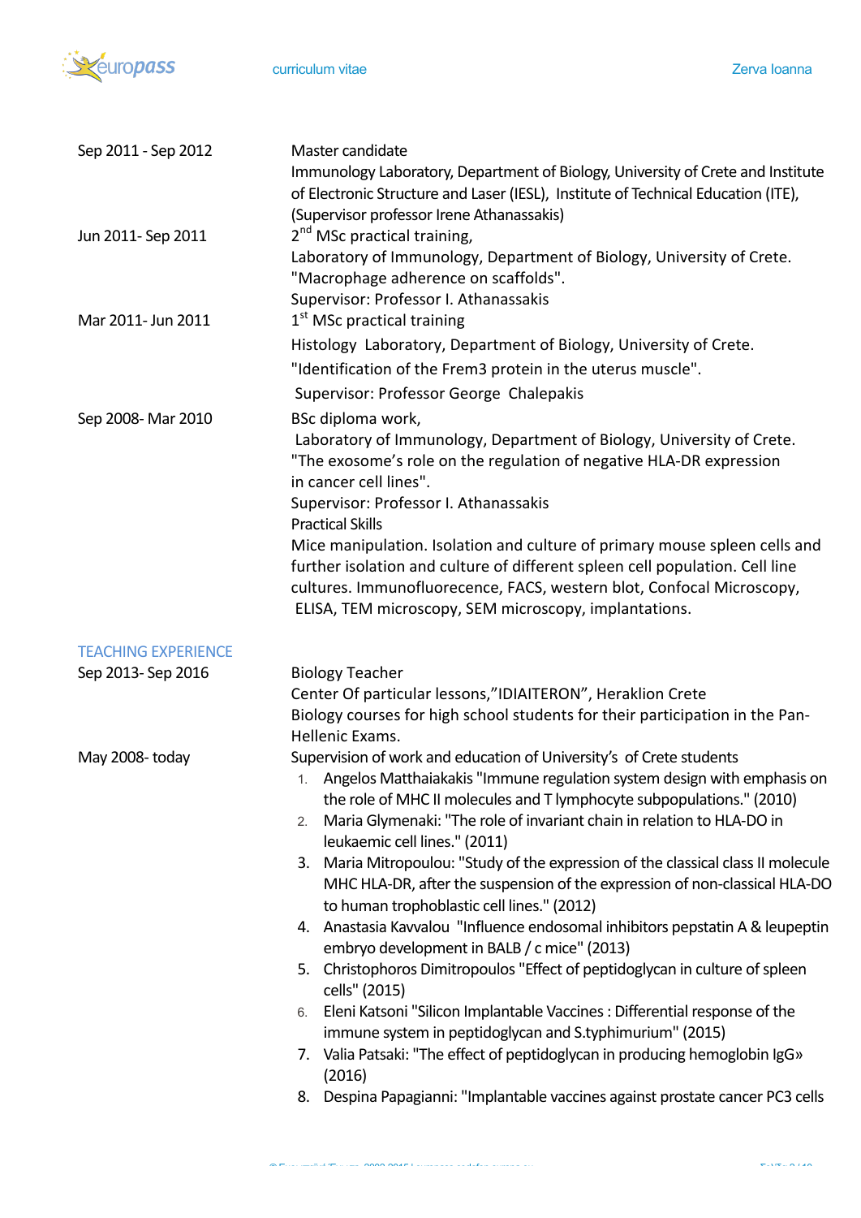Sep 2011 - Sep 2012

Master candidate
Immunology Laboratory, Department of Biology, University of Crete and Institute of Electronic Structure and Laser (IESL), Institute of Technical Education (ITE), (Supervisor professor Irene Athanassakis)

Jun 2011- Sep 2011

2nd MSc practical training,
Laboratory of Immunology, Department of Biology, University of Crete.
"Macrophage adherence on scaffolds".
Supervisor: Professor I. Athanassakis

Mar 2011- Jun 2011

1st MSc practical training
Histology Laboratory, Department of Biology, University of Crete.
"Identification of the Frem3 protein in the uterus muscle".
Supervisor: Professor George Chalepakis

Sep 2008- Mar 2010

BSc diploma work,
Laboratory of Immunology, Department of Biology, University of Crete.
"The exosome's role on the regulation of negative HLA-DR expression in cancer cell lines".
Supervisor: Professor I. Athanassakis
Practical Skills
Mice manipulation. Isolation and culture of primary mouse spleen cells and further isolation and culture of different spleen cell population. Cell line cultures. Immunofluorecence, FACS, western blot, Confocal Microscopy, ELISA, TEM microscopy, SEM microscopy, implantations.

## TEACHING EXPERIENCE

Sep 2013- Sep 2016

Biology Teacher
Center Of particular lessons,"IDIAITERON", Heraklion Crete
Biology courses for high school students for their participation in the Pan-Hellenic Exams.

May 2008- today

Supervision of work and education of University's of Crete students

1. Angelos Matthaiakakis "Immune regulation system design with emphasis on the role of MHC II molecules and T lymphocyte subpopulations." (2010)
2. Maria Glymenaki: "The role of invariant chain in relation to HLA-DO in leukaemic cell lines." (2011)
3. Maria Mitropoulou: "Study of the expression of the classical class II molecule MHC HLA-DR, after the suspension of the expression of non-classical HLA-DO to human trophoblastic cell lines." (2012)
4. Anastasia Kavvalou "Influence endosomal inhibitors pepstatin A & leupeptin embryo development in BALB / c mice" (2013)
5. Christophoros Dimitropoulos "Effect of peptidoglycan in culture of spleen cells" (2015)
6. Eleni Katsoni "Silicon Implantable Vaccines : Differential response of the immune system in peptidoglycan and S.typhimurium" (2015)
7. Valia Patsaki: "The effect of peptidoglycan in producing hemoglobin IgG» (2016)
8. Despina Papagianni: "Implantable vaccines against prostate cancer PC3 cells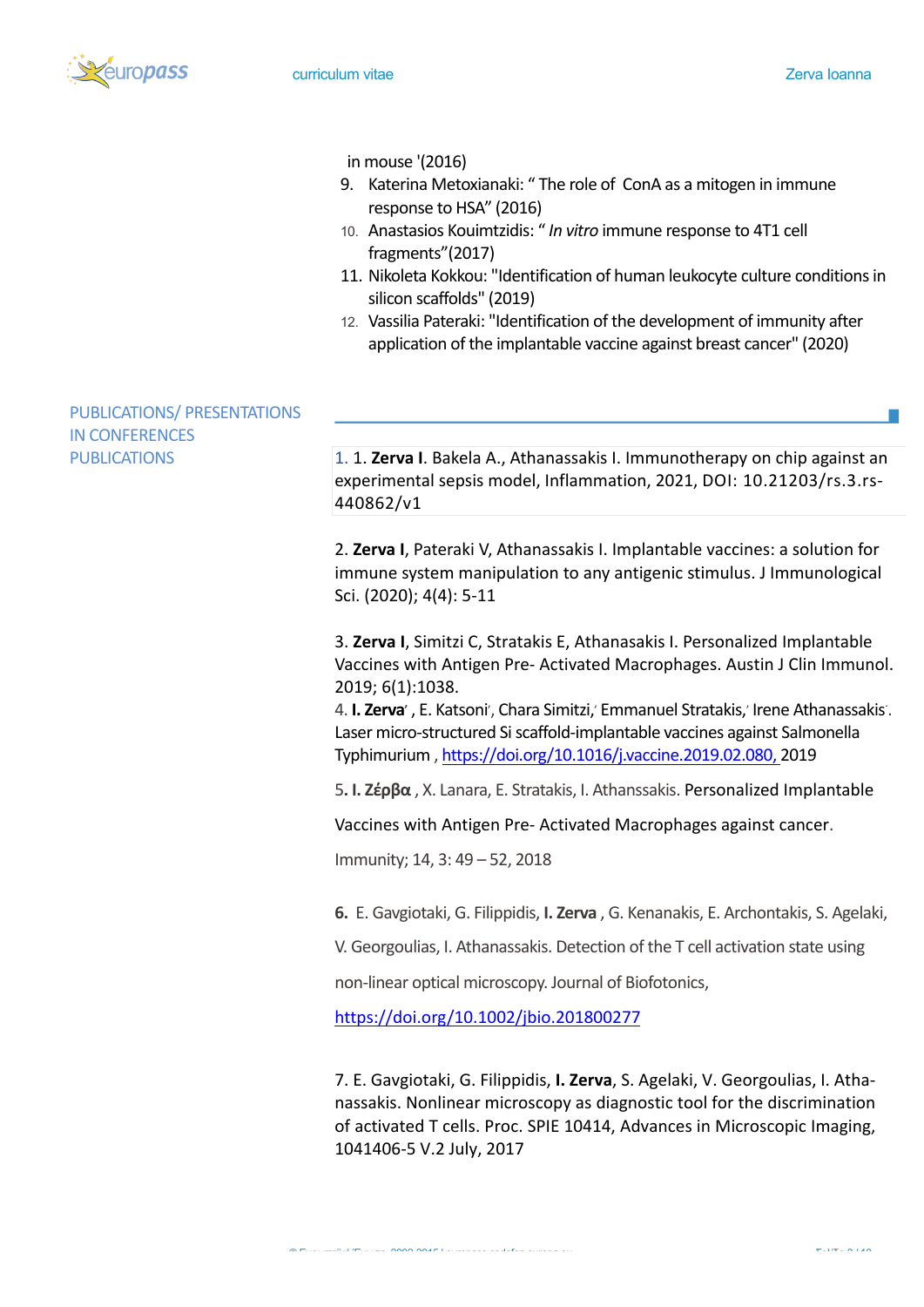in mouse '(2016)

9. Katerina Metoxianaki: " The role of ConA as a mitogen in immune response to HSA" (2016)
10. Anastasios Kouimtzidis: " *In vitro* immune response to 4T1 cell fragments"(2017)
11. Nikoleta Kokkou: "Identification of human leukocyte culture conditions in silicon scaffolds" (2019)
12. Vassilia Pateraki: "Identification of the development of immunity after application of the implantable vaccine against breast cancer" (2020)

## PUBLICATIONS/ PRESENTATIONS IN CONFERENCES

## PUBLICATIONS

1. 1. **Zerva I**. Bakela A., Athanassakis I. Immunotherapy on chip against an experimental sepsis model, Inflammation, 2021, DOI: 10.21203/rs.3.rs-440862/v1

2. **Zerva I**, Pateraki V, Athanassakis I. Implantable vaccines: a solution for immune system manipulation to any antigenic stimulus. J Immunological Sci. (2020); 4(4): 5-11

3. **Zerva I**, Simitzi C, Stratakis E, Athanasakis I. Personalized Implantable Vaccines with Antigen Pre- Activated Macrophages. Austin J Clin Immunol. 2019; 6(1):1038.

4. **I. Zerva**', E. Katsoni', Chara Simitzi,' Emmanuel Stratakis,' Irene Athanassakis'. Laser micro-structured Si scaffold-implantable vaccines against Salmonella Typhimurium , https://doi.org/10.1016/j.vaccine.2019.02.080, 2019

5. **I. Ζέρβα** , X. Lanara, E. Stratakis, I. Athanssakis. Personalized Implantable Vaccines with Antigen Pre- Activated Macrophages against cancer. Immunity; 14, 3: 49 – 52, 2018

**6.** E. Gavgiotaki, G. Filippidis, **I. Zerva** , G. Kenanakis, E. Archontakis, S. Agelaki, V. Georgoulias, I. Athanassakis. Detection of the T cell activation state using non-linear optical microscopy. Journal of Biofotonics, https://doi.org/10.1002/jbio.201800277

7. E. Gavgiotaki, G. Filippidis, **I. Zerva**, S. Agelaki, V. Georgoulias, I. Athanassakis. Nonlinear microscopy as diagnostic tool for the discrimination of activated T cells. Proc. SPIE 10414, Advances in Microscopic Imaging, 1041406-5 V.2 July, 2017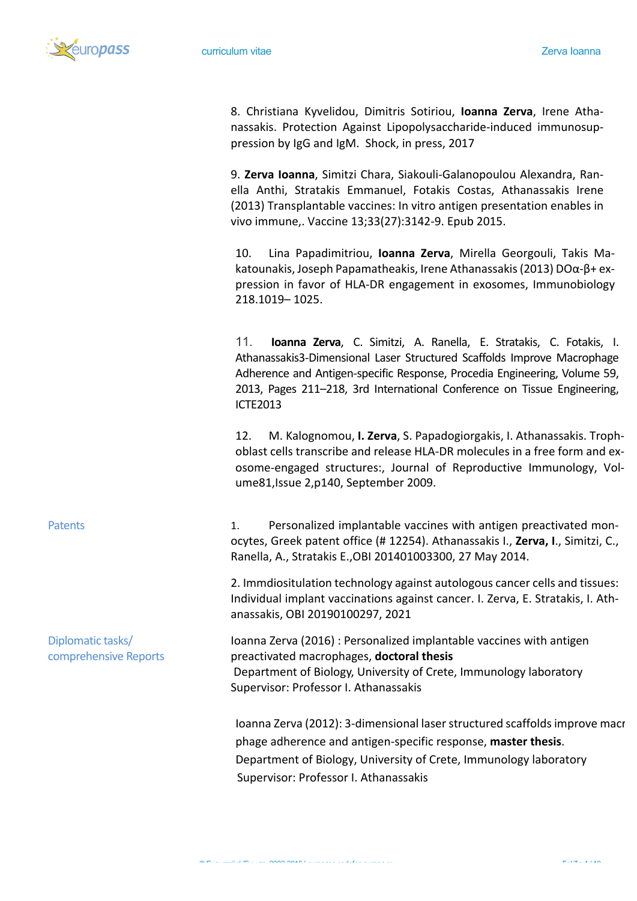8. Christiana Kyvelidou, Dimitris Sotiriou, **Ioanna Zerva**, Irene Athanassakis. Protection Against Lipopolysaccharide-induced immunosuppression by IgG and IgM. Shock, in press, 2017

9. **Zerva Ioanna**, Simitzi Chara, Siakouli-Galanopoulou Alexandra, Ranella Anthi, Stratakis Emmanuel, Fotakis Costas, Athanassakis Irene (2013) Transplantable vaccines: In vitro antigen presentation enables in vivo immune,. Vaccine 13;33(27):3142-9. Epub 2015.

10. Lina Papadimitriou, **Ioanna Zerva**, Mirella Georgouli, Takis Makatounakis, Joseph Papamatheakis, Irene Athanassakis (2013) DOα-β+ expression in favor of HLA-DR engagement in exosomes, Immunobiology 218.1019– 1025.

11. **Ioanna Zerva**, C. Simitzi, A. Ranella, E. Stratakis, C. Fotakis, I. Athanassakis3-Dimensional Laser Structured Scaffolds Improve Macrophage Adherence and Antigen-specific Response, Procedia Engineering, Volume 59, 2013, Pages 211–218, 3rd International Conference on Tissue Engineering, ICTE2013

12. M. Kalognomou, **I. Zerva**, S. Papadogiorgakis, I. Athanassakis. Trophoblast cells transcribe and release HLA-DR molecules in a free form and exosome-engaged structures:, Journal of Reproductive Immunology, Volume81,Issue 2,p140, September 2009.

**Patents**

1. Personalized implantable vaccines with antigen preactivated monocytes, Greek patent office (# 12254). Athanassakis I., **Zerva, I.**, Simitzi, C., Ranella, A., Stratakis E.,OBI 201401003300, 27 May 2014.

2. Immdiositulation technology against autologous cancer cells and tissues: Individual implant vaccinations against cancer. I. Zerva, E. Stratakis, I. Athanassakis, OBI 20190100297, 2021

**Diplomatic tasks/ comprehensive Reports**

Ioanna Zerva (2016) : Personalized implantable vaccines with antigen preactivated macrophages, **doctoral thesis**
Department of Biology, University of Crete, Immunology laboratory
Supervisor: Professor I. Athanassakis

Ioanna Zerva (2012): 3-dimensional laser structured scaffolds improve macrophage adherence and antigen-specific response, **master thesis**.
Department of Biology, University of Crete, Immunology laboratory
Supervisor: Professor I. Athanassakis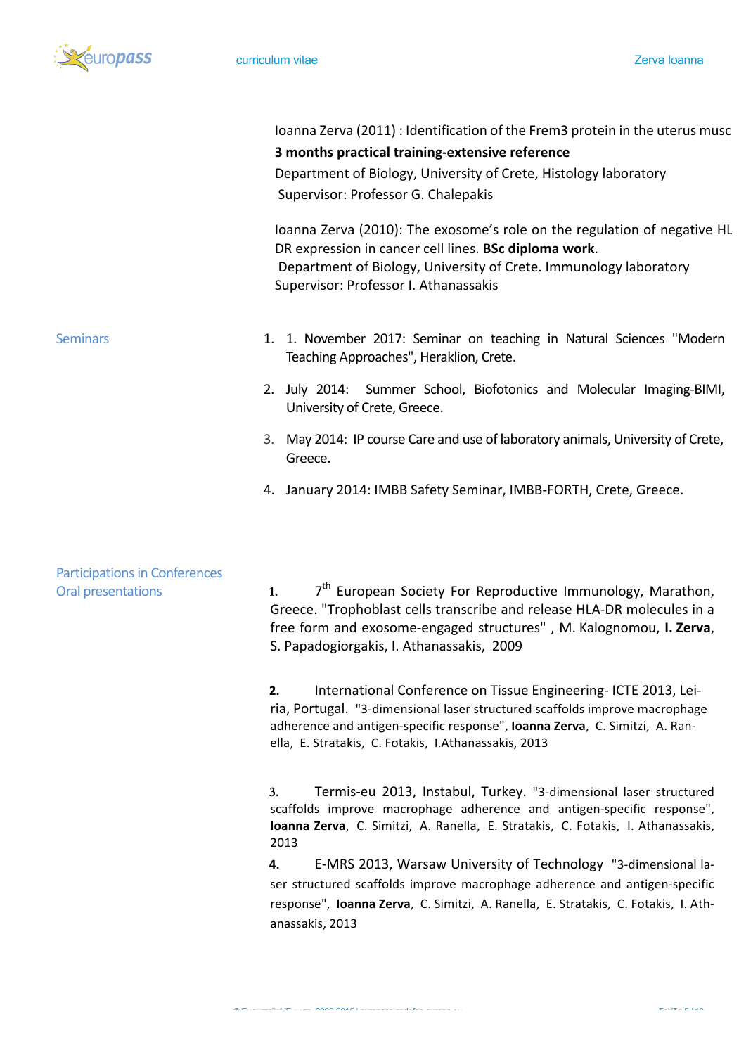Ioanna Zerva (2011) : Identification of the Frem3 protein in the uterus musc

**3 months practical training-extensive reference**

Department of Biology, University of Crete, Histology laboratory

Supervisor: Professor G. Chalepakis

Ioanna Zerva (2010): The exosome's role on the regulation of negative HL DR expression in cancer cell lines. **BSc diploma work**.

Department of Biology, University of Crete. Immunology laboratory

Supervisor: Professor I. Athanassakis

## Seminars

1. 1. November 2017: Seminar on teaching in Natural Sciences "Modern Teaching Approaches", Heraklion, Crete.
2. July 2014: Summer School, Biofotonics and Molecular Imaging-BIMI, University of Crete, Greece.
3. May 2014: IP course Care and use of laboratory animals, University of Crete, Greece.
4. January 2014: IMBB Safety Seminar, IMBB-FORTH, Crete, Greece.

## Participations in Conferences

### Oral presentations

1. 7th European Society For Reproductive Immunology, Marathon, Greece. "Trophoblast cells transcribe and release HLA-DR molecules in a free form and exosome-engaged structures" , M. Kalognomou, **I. Zerva**, S. Papadogiorgakis, I. Athanassakis, 2009

2. International Conference on Tissue Engineering- ICTE 2013, Leiria, Portugal. "3-dimensional laser structured scaffolds improve macrophage adherence and antigen-specific response", **Ioanna Zerva**, C. Simitzi, A. Ranella, E. Stratakis, C. Fotakis, I.Athanassakis, 2013

3. Termis-eu 2013, Instabul, Turkey. "3-dimensional laser structured scaffolds improve macrophage adherence and antigen-specific response", **Ioanna Zerva**, C. Simitzi, A. Ranella, E. Stratakis, C. Fotakis, I. Athanassakis, 2013

4. E-MRS 2013, Warsaw University of Technology "3-dimensional laser structured scaffolds improve macrophage adherence and antigen-specific response", **Ioanna Zerva**, C. Simitzi, A. Ranella, E. Stratakis, C. Fotakis, I. Athanassakis, 2013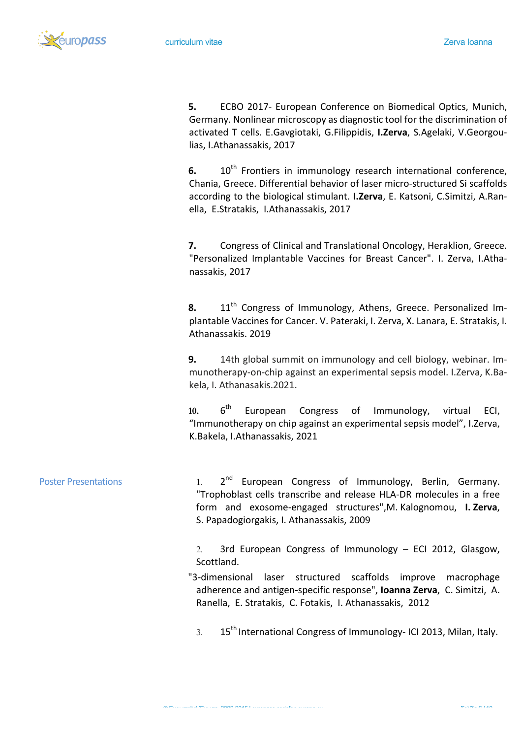**5.** ECBO 2017- European Conference on Biomedical Optics, Munich, Germany. Nonlinear microscopy as diagnostic tool for the discrimination of activated T cells. E.Gavgiotaki, G.Filippidis, **I.Zerva**, S.Agelaki, V.Georgoulias, I.Athanassakis, 2017

**6.** 10th Frontiers in immunology research international conference, Chania, Greece. Differential behavior of laser micro-structured Si scaffolds according to the biological stimulant. **I.Zerva**, E. Katsoni, C.Simitzi, A.Ranella, E.Stratakis, I.Athanassakis, 2017

**7.** Congress of Clinical and Translational Oncology, Heraklion, Greece. "Personalized Implantable Vaccines for Breast Cancer". I. Zerva, I.Athanassakis, 2017

**8.** 11th Congress of Immunology, Athens, Greece. Personalized Implantable Vaccines for Cancer. V. Pateraki, I. Zerva, X. Lanara, E. Stratakis, I. Athanassakis. 2019

**9.** 14th global summit on immunology and cell biology, webinar. Immunotherapy-on-chip against an experimental sepsis model. I.Zerva, K.Bakela, I. Athanasakis.2021.

**10.** 6th European Congress of Immunology, virtual ECI, "Immunotherapy on chip against an experimental sepsis model", I.Zerva, K.Bakela, I.Athanassakis, 2021

## Poster Presentations

1. 2nd European Congress of Immunology, Berlin, Germany. "Trophoblast cells transcribe and release HLA-DR molecules in a free form and exosome-engaged structures",M. Kalognomou, **I. Zerva**, S. Papadogiorgakis, I. Athanassakis, 2009

2. 3rd European Congress of Immunology – ECI 2012, Glasgow, Scottland.
"3-dimensional laser structured scaffolds improve macrophage adherence and antigen-specific response", **Ioanna Zerva**, C. Simitzi, A. Ranella, E. Stratakis, C. Fotakis, I. Athanassakis, 2012

3. 15th International Congress of Immunology- ICI 2013, Milan, Italy.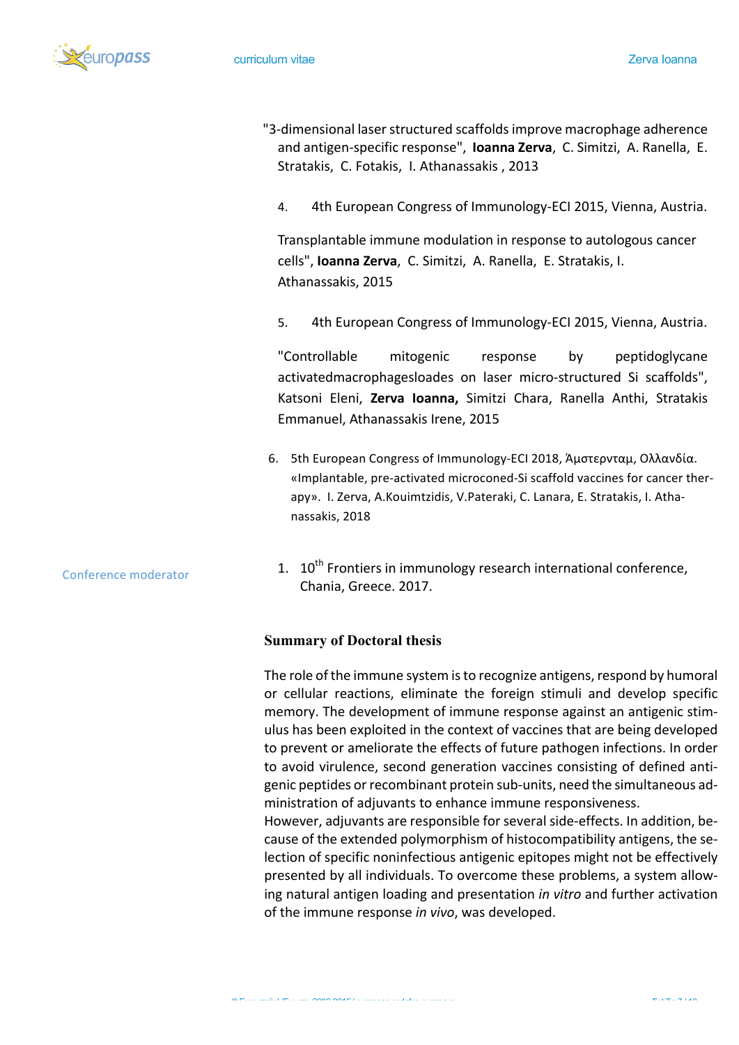"3-dimensional laser structured scaffolds improve macrophage adherence and antigen-specific response", **Ioanna Zerva**, C. Simitzi, A. Ranella, E. Stratakis, C. Fotakis, I. Athanassakis , 2013

4. 4th European Congress of Immunology-ECI 2015, Vienna, Austria.

   Transplantable immune modulation in response to autologous cancer cells", **Ioanna Zerva**, C. Simitzi, A. Ranella, E. Stratakis, I. Athanassakis, 2015

5. 4th European Congress of Immunology-ECI 2015, Vienna, Austria.

   "Controllable mitogenic response by peptidoglycane activatedmacrophagesloades on laser micro-structured Si scaffolds", Katsoni Eleni, **Zerva Ioanna,** Simitzi Chara, Ranella Anthi, Stratakis Emmanuel, Athanassakis Irene, 2015

6. 5th European Congress of Immunology-ECI 2018, Άμστερνταμ, Ολλανδία. «Implantable, pre-activated microconed-Si scaffold vaccines for cancer therapy». I. Zerva, A.Kouimtzidis, V.Pateraki, C. Lanara, E. Stratakis, I. Athanassakis, 2018

Conference moderator

1. 10th Frontiers in immunology research international conference, Chania, Greece. 2017.

### Summary of Doctoral thesis

The role of the immune system is to recognize antigens, respond by humoral or cellular reactions, eliminate the foreign stimuli and develop specific memory. The development of immune response against an antigenic stimulus has been exploited in the context of vaccines that are being developed to prevent or ameliorate the effects of future pathogen infections. In order to avoid virulence, second generation vaccines consisting of defined antigenic peptides or recombinant protein sub-units, need the simultaneous administration of adjuvants to enhance immune responsiveness.
However, adjuvants are responsible for several side-effects. In addition, because of the extended polymorphism of histocompatibility antigens, the selection of specific noninfectious antigenic epitopes might not be effectively presented by all individuals. To overcome these problems, a system allowing natural antigen loading and presentation *in vitro* and further activation of the immune response *in vivo*, was developed.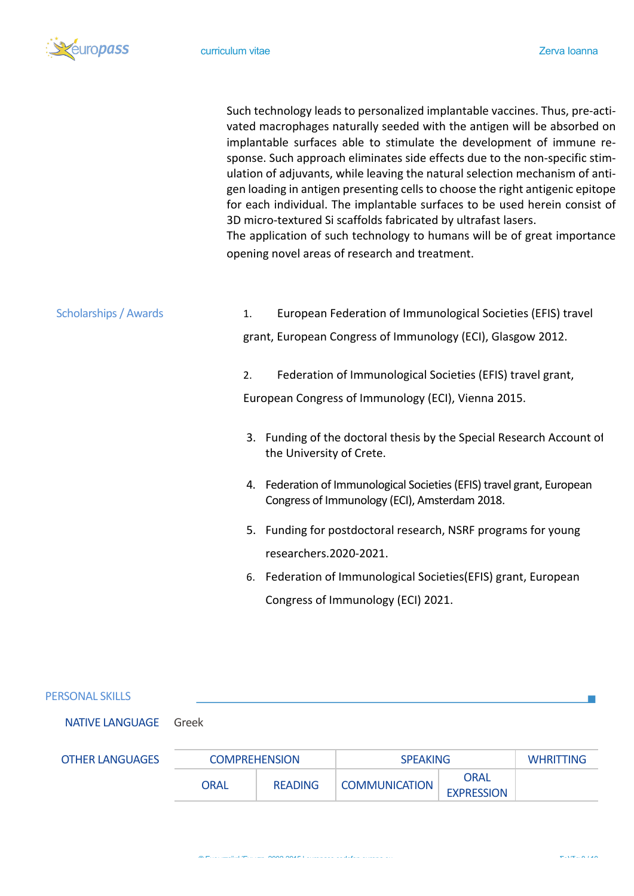Such technology leads to personalized implantable vaccines. Thus, pre-activated macrophages naturally seeded with the antigen will be absorbed on implantable surfaces able to stimulate the development of immune response. Such approach eliminates side effects due to the non-specific stimulation of adjuvants, while leaving the natural selection mechanism of antigen loading in antigen presenting cells to choose the right antigenic epitope for each individual. The implantable surfaces to be used herein consist of 3D micro-textured Si scaffolds fabricated by ultrafast lasers.
The application of such technology to humans will be of great importance opening novel areas of research and treatment.

### Scholarships / Awards

1. European Federation of Immunological Societies (EFIS) travel grant, European Congress of Immunology (ECI), Glasgow 2012.
2. Federation of Immunological Societies (EFIS) travel grant, European Congress of Immunology (ECI), Vienna 2015.
3. Funding of the doctoral thesis by the Special Research Account of the University of Crete.
4. Federation of Immunological Societies (EFIS) travel grant, European Congress of Immunology (ECI), Amsterdam 2018.
5. Funding for postdoctoral research, NSRF programs for young researchers.2020-2021.
6. Federation of Immunological Societies(EFIS) grant, European Congress of Immunology (ECI) 2021.

## PERSONAL SKILLS

**NATIVE LANGUAGE** Greek

**OTHER LANGUAGES**

| COMPREHENSION | | SPEAKING | | WHRITTING |
|---|---|---|---|---|
| ORAL | READING | COMMUNICATION | ORAL EXPRESSION | |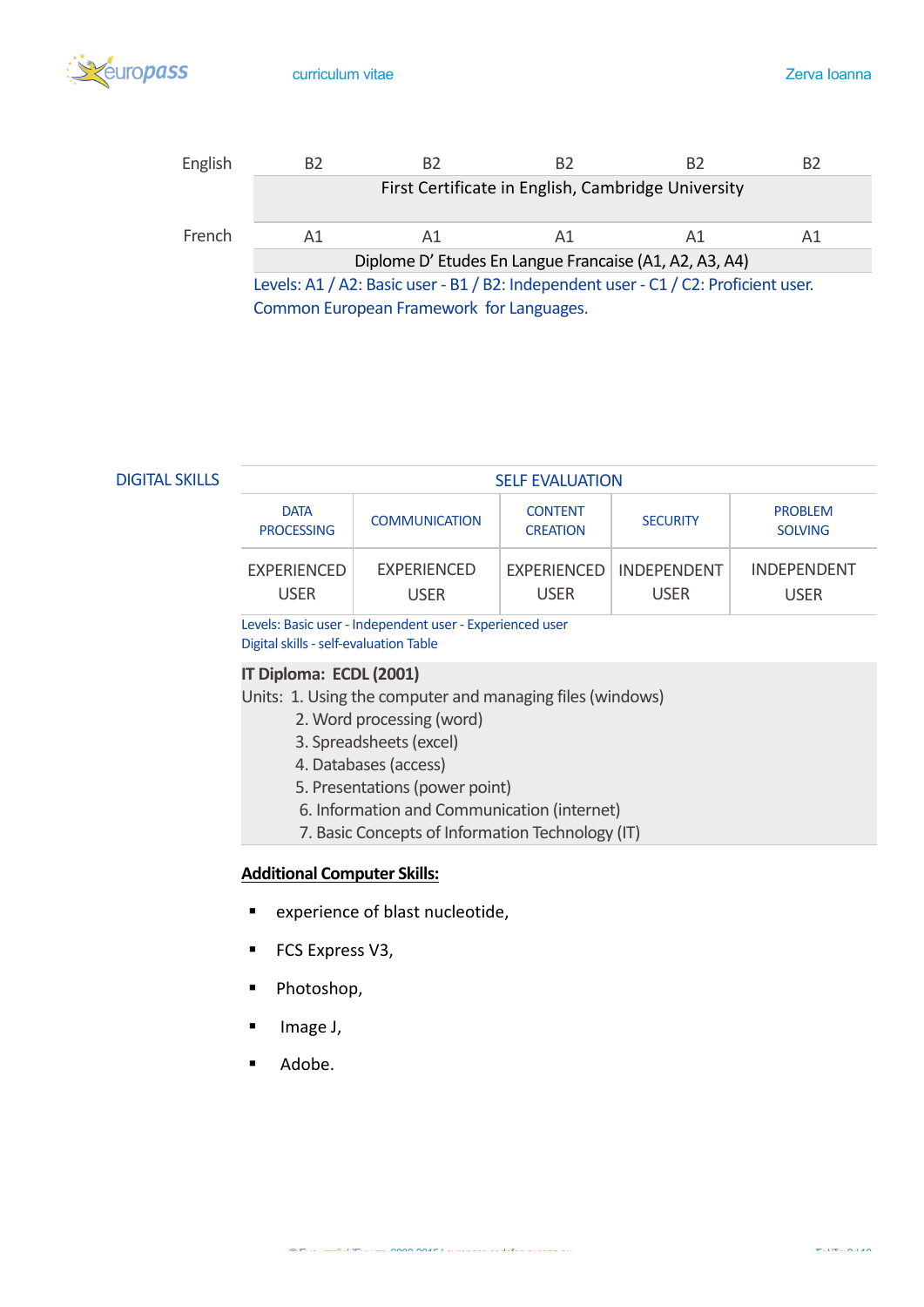| | | | | | |
|---|---|---|---|---|---|
| English | B2 | B2 | B2 | B2 | B2 |
| | First Certificate in English, Cambridge University | | | | |
| French | A1 | A1 | A1 | A1 | A1 |
| | Diplome D' Etudes En Langue Francaise (A1, A2, A3, A4) | | | | |

Levels: A1 / A2: Basic user - B1 / B2: Independent user - C1 / C2: Proficient user.
Common European Framework for Languages.

## DIGITAL SKILLS

| SELF EVALUATION | | | | |
|---|---|---|---|---|
| DATA PROCESSING | COMMUNICATION | CONTENT CREATION | SECURITY | PROBLEM SOLVING |
| EXPERIENCED USER | EXPERIENCED USER | EXPERIENCED USER | INDEPENDENT USER | INDEPENDENT USER |

Levels: Basic user - Independent user - Experienced user
Digital skills - self-evaluation Table

**IT Diploma: ECDL (2001)**

Units: 1. Using the computer and managing files (windows)
2. Word processing (word)
3. Spreadsheets (excel)
4. Databases (access)
5. Presentations (power point)
6. Information and Communication (internet)
7. Basic Concepts of Information Technology (IT)

**Additional Computer Skills:**

- experience of blast nucleotide,
- FCS Express V3,
- Photoshop,
- Image J,
- Adobe.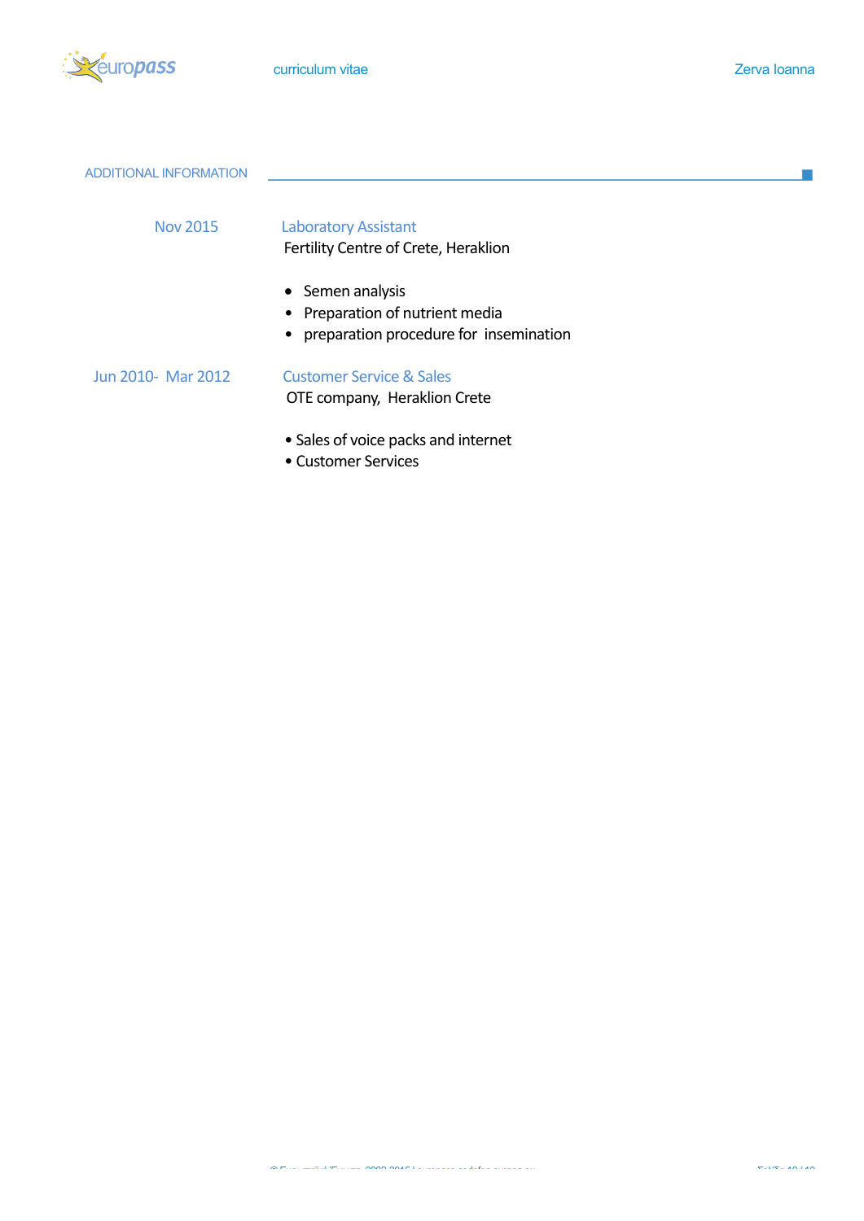## ADDITIONAL INFORMATION

Nov 2015

**Laboratory Assistant**
Fertility Centre of Crete, Heraklion

- Semen analysis
- Preparation of nutrient media
- preparation procedure for insemination

Jun 2010- Mar 2012

**Customer Service & Sales**
OTE company, Heraklion Crete

- Sales of voice packs and internet
- Customer Services